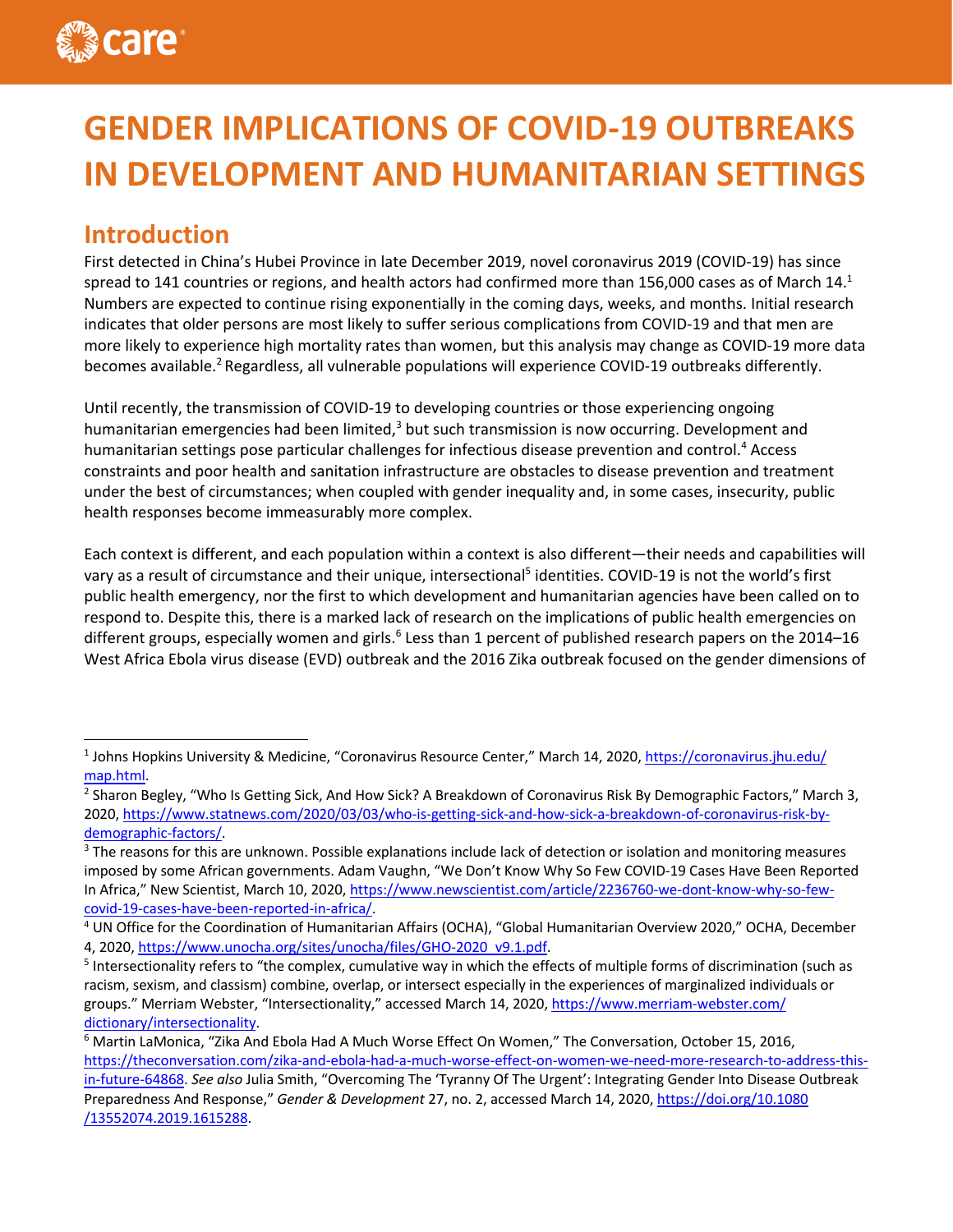# GENDER IMPLICATIONS OF COVID-19 OUTBREAKS IN DEVELOPMENT AND HUMANITARIAN SETTINGS

## Introduction

First detected in China's Hubei Province in late December 2019, novel coronavirus 2019 (COVID-19) has since spread to 141 countries or regions, and health actors had confirmed more than 156,000 cases as of March 14.[1] Numbers are expected to continue rising exponentially in the coming days, weeks, and months. Initial research indicates that older persons are most likely to suffer serious complications from COVID-19 and that men are more likely to experience high mortality rates than women, but this analysis may change as COVID-19 more data becomes available.[2] Regardless, all vulnerable populations will experience COVID-19 outbreaks differently.

Until recently, the transmission of COVID-19 to developing countries or those experiencing ongoing humanitarian emergencies had been limited,[3] but such transmission is now occurring. Development and humanitarian settings pose particular challenges for infectious disease prevention and control.[4] Access constraints and poor health and sanitation infrastructure are obstacles to disease prevention and treatment under the best of circumstances; when coupled with gender inequality and, in some cases, insecurity, public health responses become immeasurably more complex.

Each context is different, and each population within a context is also different—their needs and capabilities will vary as a result of circumstance and their unique, intersectional[5] identities. COVID-19 is not the world's first public health emergency, nor the first to which development and humanitarian agencies have been called on to respond to. Despite this, there is a marked lack of research on the implications of public health emergencies on different groups, especially women and girls.[6] Less than 1 percent of published research papers on the 2014–16 West Africa Ebola virus disease (EVD) outbreak and the 2016 Zika outbreak focused on the gender dimensions of

---

[1] Johns Hopkins University & Medicine, "Coronavirus Resource Center," March 14, 2020, https://coronavirus.jhu.edu/map.html.

[2] Sharon Begley, "Who Is Getting Sick, And How Sick? A Breakdown of Coronavirus Risk By Demographic Factors," March 3, 2020, https://www.statnews.com/2020/03/03/who-is-getting-sick-and-how-sick-a-breakdown-of-coronavirus-risk-by-demographic-factors/.

[3] The reasons for this are unknown. Possible explanations include lack of detection or isolation and monitoring measures imposed by some African governments. Adam Vaughn, "We Don't Know Why So Few COVID-19 Cases Have Been Reported In Africa," New Scientist, March 10, 2020, https://www.newscientist.com/article/2236760-we-dont-know-why-so-few-covid-19-cases-have-been-reported-in-africa/.

[4] UN Office for the Coordination of Humanitarian Affairs (OCHA), "Global Humanitarian Overview 2020," OCHA, December 4, 2020, https://www.unocha.org/sites/unocha/files/GHO-2020_v9.1.pdf.

[5] Intersectionality refers to "the complex, cumulative way in which the effects of multiple forms of discrimination (such as racism, sexism, and classism) combine, overlap, or intersect especially in the experiences of marginalized individuals or groups." Merriam Webster, "Intersectionality," accessed March 14, 2020, https://www.merriam-webster.com/dictionary/intersectionality.

[6] Martin LaMonica, "Zika And Ebola Had A Much Worse Effect On Women," The Conversation, October 15, 2016, https://theconversation.com/zika-and-ebola-had-a-much-worse-effect-on-women-we-need-more-research-to-address-this-in-future-64868. *See also* Julia Smith, "Overcoming The 'Tyranny Of The Urgent': Integrating Gender Into Disease Outbreak Preparedness And Response," *Gender & Development* 27, no. 2, accessed March 14, 2020, https://doi.org/10.1080/13552074.2019.1615288.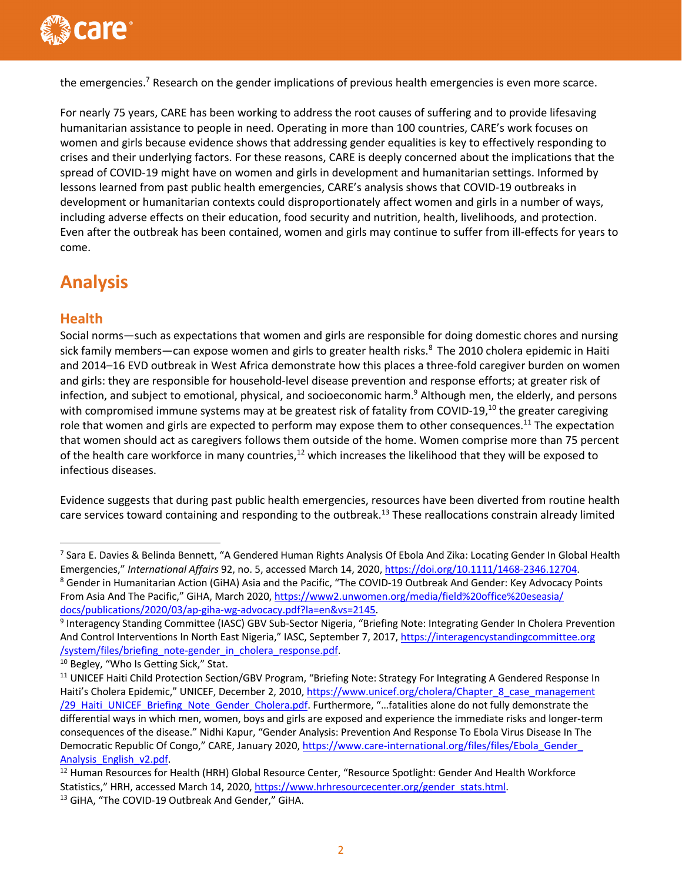the emergencies.[7] Research on the gender implications of previous health emergencies is even more scarce.

For nearly 75 years, CARE has been working to address the root causes of suffering and to provide lifesaving humanitarian assistance to people in need. Operating in more than 100 countries, CARE's work focuses on women and girls because evidence shows that addressing gender equalities is key to effectively responding to crises and their underlying factors. For these reasons, CARE is deeply concerned about the implications that the spread of COVID-19 might have on women and girls in development and humanitarian settings. Informed by lessons learned from past public health emergencies, CARE's analysis shows that COVID-19 outbreaks in development or humanitarian contexts could disproportionately affect women and girls in a number of ways, including adverse effects on their education, food security and nutrition, health, livelihoods, and protection. Even after the outbreak has been contained, women and girls may continue to suffer from ill-effects for years to come.

# Analysis

## Health

Social norms—such as expectations that women and girls are responsible for doing domestic chores and nursing sick family members—can expose women and girls to greater health risks.[8] The 2010 cholera epidemic in Haiti and 2014–16 EVD outbreak in West Africa demonstrate how this places a three-fold caregiver burden on women and girls: they are responsible for household-level disease prevention and response efforts; at greater risk of infection, and subject to emotional, physical, and socioeconomic harm.[9] Although men, the elderly, and persons with compromised immune systems may at be greatest risk of fatality from COVID-19,[10] the greater caregiving role that women and girls are expected to perform may expose them to other consequences.[11] The expectation that women should act as caregivers follows them outside of the home. Women comprise more than 75 percent of the health care workforce in many countries,[12] which increases the likelihood that they will be exposed to infectious diseases.

Evidence suggests that during past public health emergencies, resources have been diverted from routine health care services toward containing and responding to the outbreak.[13] These reallocations constrain already limited

---

[7] Sara E. Davies & Belinda Bennett, "A Gendered Human Rights Analysis Of Ebola And Zika: Locating Gender In Global Health Emergencies," *International Affairs* 92, no. 5, accessed March 14, 2020, https://doi.org/10.1111/1468-2346.12704.

[8] Gender in Humanitarian Action (GiHA) Asia and the Pacific, "The COVID-19 Outbreak And Gender: Key Advocacy Points From Asia And The Pacific," GiHA, March 2020, https://www2.unwomen.org/media/field%20office%20eseasia/docs/publications/2020/03/ap-giha-wg-advocacy.pdf?la=en&vs=2145.

[9] Interagency Standing Committee (IASC) GBV Sub-Sector Nigeria, "Briefing Note: Integrating Gender In Cholera Prevention And Control Interventions In North East Nigeria," IASC, September 7, 2017, https://interagencystandingcommittee.org/system/files/briefing_note-gender_in_cholera_response.pdf.

[10] Begley, "Who Is Getting Sick," Stat.

[11] UNICEF Haiti Child Protection Section/GBV Program, "Briefing Note: Strategy For Integrating A Gendered Response In Haiti's Cholera Epidemic," UNICEF, December 2, 2010, https://www.unicef.org/cholera/Chapter_8_case_management/29_Haiti_UNICEF_Briefing_Note_Gender_Cholera.pdf. Furthermore, "…fatalities alone do not fully demonstrate the differential ways in which men, women, boys and girls are exposed and experience the immediate risks and longer-term consequences of the disease." Nidhi Kapur, "Gender Analysis: Prevention And Response To Ebola Virus Disease In The Democratic Republic Of Congo," CARE, January 2020, https://www.care-international.org/files/files/Ebola_Gender_Analysis_English_v2.pdf.

[12] Human Resources for Health (HRH) Global Resource Center, "Resource Spotlight: Gender And Health Workforce Statistics," HRH, accessed March 14, 2020, https://www.hrhresourcecenter.org/gender_stats.html.

[13] GiHA, "The COVID-19 Outbreak And Gender," GiHA.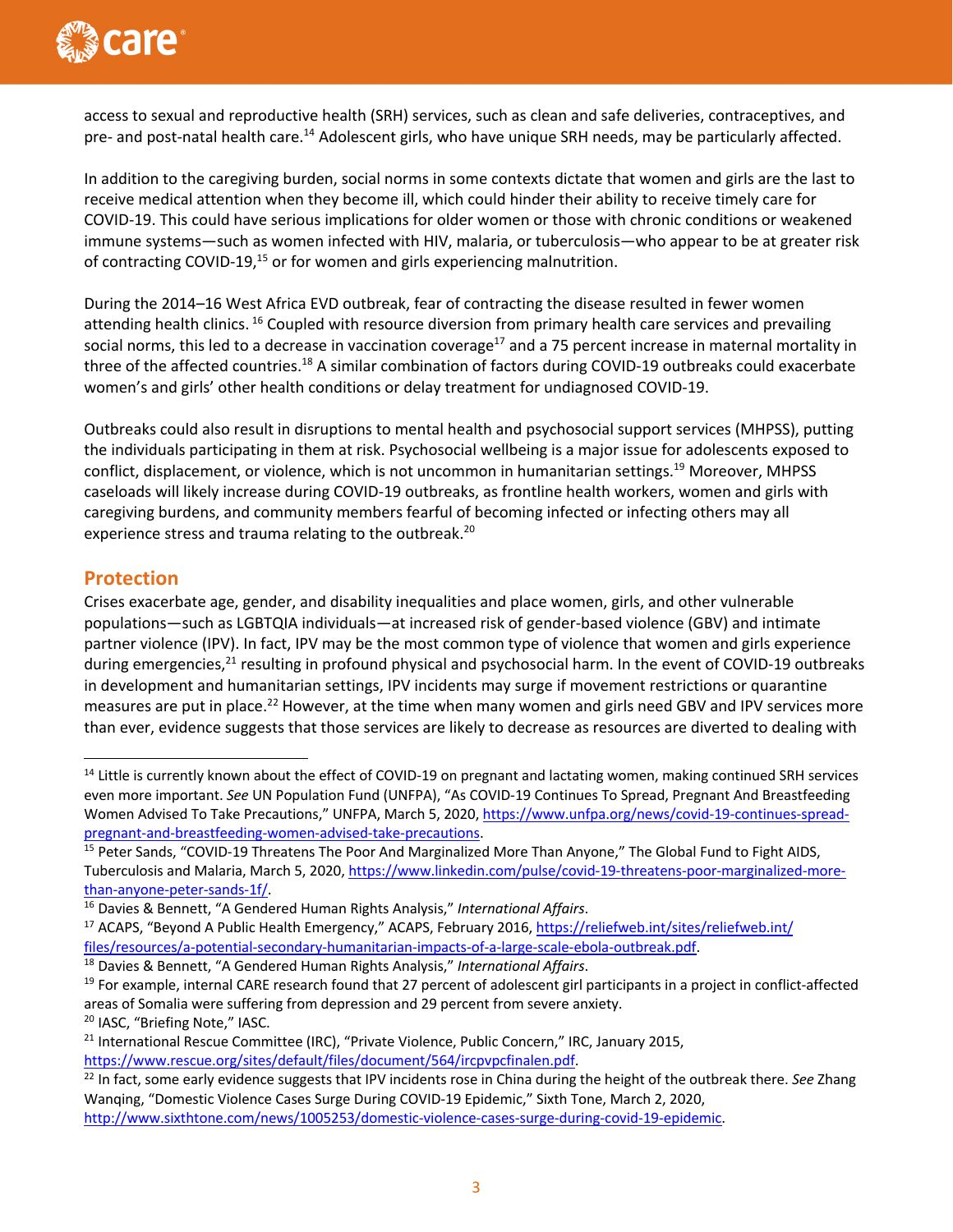access to sexual and reproductive health (SRH) services, such as clean and safe deliveries, contraceptives, and pre- and post-natal health care.[14] Adolescent girls, who have unique SRH needs, may be particularly affected.

In addition to the caregiving burden, social norms in some contexts dictate that women and girls are the last to receive medical attention when they become ill, which could hinder their ability to receive timely care for COVID-19. This could have serious implications for older women or those with chronic conditions or weakened immune systems—such as women infected with HIV, malaria, or tuberculosis—who appear to be at greater risk of contracting COVID-19,[15] or for women and girls experiencing malnutrition.

During the 2014–16 West Africa EVD outbreak, fear of contracting the disease resulted in fewer women attending health clinics.[16] Coupled with resource diversion from primary health care services and prevailing social norms, this led to a decrease in vaccination coverage[17] and a 75 percent increase in maternal mortality in three of the affected countries.[18] A similar combination of factors during COVID-19 outbreaks could exacerbate women's and girls' other health conditions or delay treatment for undiagnosed COVID-19.

Outbreaks could also result in disruptions to mental health and psychosocial support services (MHPSS), putting the individuals participating in them at risk. Psychosocial wellbeing is a major issue for adolescents exposed to conflict, displacement, or violence, which is not uncommon in humanitarian settings.[19] Moreover, MHPSS caseloads will likely increase during COVID-19 outbreaks, as frontline health workers, women and girls with caregiving burdens, and community members fearful of becoming infected or infecting others may all experience stress and trauma relating to the outbreak.[20]

## Protection

Crises exacerbate age, gender, and disability inequalities and place women, girls, and other vulnerable populations—such as LGBTQIA individuals—at increased risk of gender-based violence (GBV) and intimate partner violence (IPV). In fact, IPV may be the most common type of violence that women and girls experience during emergencies,[21] resulting in profound physical and psychosocial harm. In the event of COVID-19 outbreaks in development and humanitarian settings, IPV incidents may surge if movement restrictions or quarantine measures are put in place.[22] However, at the time when many women and girls need GBV and IPV services more than ever, evidence suggests that those services are likely to decrease as resources are diverted to dealing with

---

[14] Little is currently known about the effect of COVID-19 on pregnant and lactating women, making continued SRH services even more important. *See* UN Population Fund (UNFPA), "As COVID-19 Continues To Spread, Pregnant And Breastfeeding Women Advised To Take Precautions," UNFPA, March 5, 2020, https://www.unfpa.org/news/covid-19-continues-spread-pregnant-and-breastfeeding-women-advised-take-precautions.

[15] Peter Sands, "COVID-19 Threatens The Poor And Marginalized More Than Anyone," The Global Fund to Fight AIDS, Tuberculosis and Malaria, March 5, 2020, https://www.linkedin.com/pulse/covid-19-threatens-poor-marginalized-more-than-anyone-peter-sands-1f/.

[16] Davies & Bennett, "A Gendered Human Rights Analysis," *International Affairs*.

[17] ACAPS, "Beyond A Public Health Emergency," ACAPS, February 2016, https://reliefweb.int/sites/reliefweb.int/files/resources/a-potential-secondary-humanitarian-impacts-of-a-large-scale-ebola-outbreak.pdf.

[18] Davies & Bennett, "A Gendered Human Rights Analysis," *International Affairs*.

[19] For example, internal CARE research found that 27 percent of adolescent girl participants in a project in conflict-affected areas of Somalia were suffering from depression and 29 percent from severe anxiety.

[20] IASC, "Briefing Note," IASC.

[21] International Rescue Committee (IRC), "Private Violence, Public Concern," IRC, January 2015, https://www.rescue.org/sites/default/files/document/564/ircpvpcfinalen.pdf.

[22] In fact, some early evidence suggests that IPV incidents rose in China during the height of the outbreak there. *See* Zhang Wanqing, "Domestic Violence Cases Surge During COVID-19 Epidemic," Sixth Tone, March 2, 2020, http://www.sixthtone.com/news/1005253/domestic-violence-cases-surge-during-covid-19-epidemic.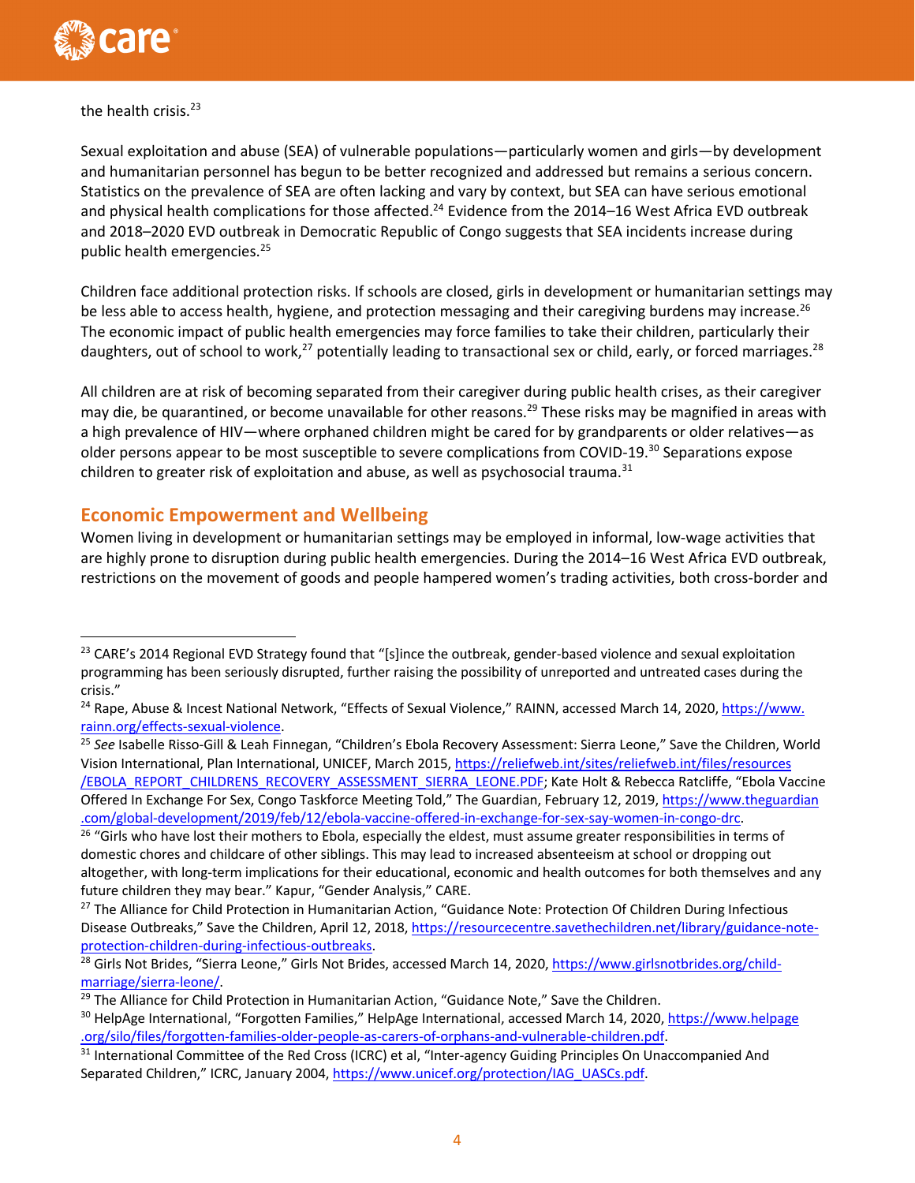the health crisis.[23]

Sexual exploitation and abuse (SEA) of vulnerable populations—particularly women and girls—by development and humanitarian personnel has begun to be better recognized and addressed but remains a serious concern. Statistics on the prevalence of SEA are often lacking and vary by context, but SEA can have serious emotional and physical health complications for those affected.[24] Evidence from the 2014–16 West Africa EVD outbreak and 2018–2020 EVD outbreak in Democratic Republic of Congo suggests that SEA incidents increase during public health emergencies.[25]

Children face additional protection risks. If schools are closed, girls in development or humanitarian settings may be less able to access health, hygiene, and protection messaging and their caregiving burdens may increase.[26] The economic impact of public health emergencies may force families to take their children, particularly their daughters, out of school to work,[27] potentially leading to transactional sex or child, early, or forced marriages.[28]

All children are at risk of becoming separated from their caregiver during public health crises, as their caregiver may die, be quarantined, or become unavailable for other reasons.[29] These risks may be magnified in areas with a high prevalence of HIV—where orphaned children might be cared for by grandparents or older relatives—as older persons appear to be most susceptible to severe complications from COVID-19.[30] Separations expose children to greater risk of exploitation and abuse, as well as psychosocial trauma.[31]

## Economic Empowerment and Wellbeing

Women living in development or humanitarian settings may be employed in informal, low-wage activities that are highly prone to disruption during public health emergencies. During the 2014–16 West Africa EVD outbreak, restrictions on the movement of goods and people hampered women's trading activities, both cross-border and

---

[23] CARE's 2014 Regional EVD Strategy found that "[s]ince the outbreak, gender-based violence and sexual exploitation programming has been seriously disrupted, further raising the possibility of unreported and untreated cases during the crisis."

[24] Rape, Abuse & Incest National Network, "Effects of Sexual Violence," RAINN, accessed March 14, 2020, https://www.rainn.org/effects-sexual-violence.

[25] *See* Isabelle Risso-Gill & Leah Finnegan, "Children's Ebola Recovery Assessment: Sierra Leone," Save the Children, World Vision International, Plan International, UNICEF, March 2015, https://reliefweb.int/sites/reliefweb.int/files/resources/EBOLA_REPORT_CHILDRENS_RECOVERY_ASSESSMENT_SIERRA_LEONE.PDF; Kate Holt & Rebecca Ratcliffe, "Ebola Vaccine Offered In Exchange For Sex, Congo Taskforce Meeting Told," The Guardian, February 12, 2019, https://www.theguardian.com/global-development/2019/feb/12/ebola-vaccine-offered-in-exchange-for-sex-say-women-in-congo-drc.

[26] "Girls who have lost their mothers to Ebola, especially the eldest, must assume greater responsibilities in terms of domestic chores and childcare of other siblings. This may lead to increased absenteeism at school or dropping out altogether, with long-term implications for their educational, economic and health outcomes for both themselves and any future children they may bear." Kapur, "Gender Analysis," CARE.

[27] The Alliance for Child Protection in Humanitarian Action, "Guidance Note: Protection Of Children During Infectious Disease Outbreaks," Save the Children, April 12, 2018, https://resourcecentre.savethechildren.net/library/guidance-note-protection-children-during-infectious-outbreaks.

[28] Girls Not Brides, "Sierra Leone," Girls Not Brides, accessed March 14, 2020, https://www.girlsnotbrides.org/child-marriage/sierra-leone/.

[29] The Alliance for Child Protection in Humanitarian Action, "Guidance Note," Save the Children.

[30] HelpAge International, "Forgotten Families," HelpAge International, accessed March 14, 2020, https://www.helpage.org/silo/files/forgotten-families-older-people-as-carers-of-orphans-and-vulnerable-children.pdf.

[31] International Committee of the Red Cross (ICRC) et al, "Inter-agency Guiding Principles On Unaccompanied And Separated Children," ICRC, January 2004, https://www.unicef.org/protection/IAG_UASCs.pdf.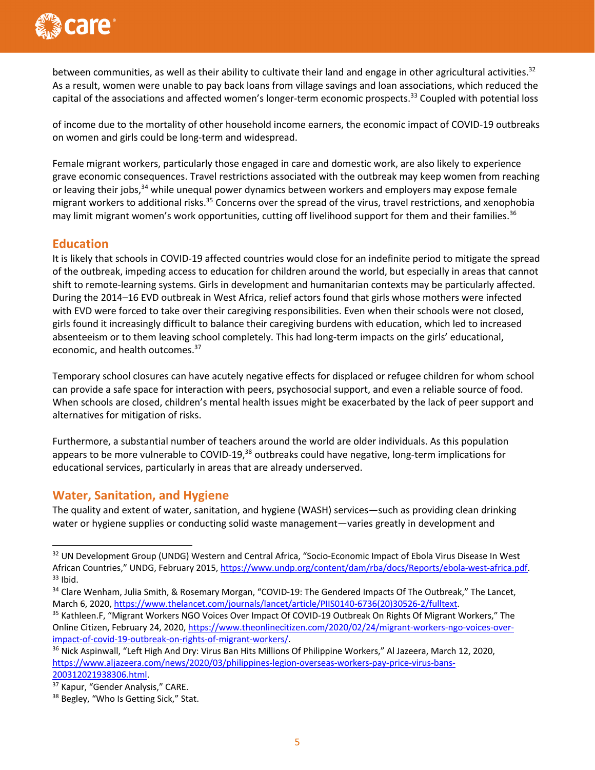between communities, as well as their ability to cultivate their land and engage in other agricultural activities.[32] As a result, women were unable to pay back loans from village savings and loan associations, which reduced the capital of the associations and affected women's longer-term economic prospects.[33] Coupled with potential loss of income due to the mortality of other household income earners, the economic impact of COVID-19 outbreaks on women and girls could be long-term and widespread.

Female migrant workers, particularly those engaged in care and domestic work, are also likely to experience grave economic consequences. Travel restrictions associated with the outbreak may keep women from reaching or leaving their jobs,[34] while unequal power dynamics between workers and employers may expose female migrant workers to additional risks.[35] Concerns over the spread of the virus, travel restrictions, and xenophobia may limit migrant women's work opportunities, cutting off livelihood support for them and their families.[36]

## Education

It is likely that schools in COVID-19 affected countries would close for an indefinite period to mitigate the spread of the outbreak, impeding access to education for children around the world, but especially in areas that cannot shift to remote-learning systems. Girls in development and humanitarian contexts may be particularly affected. During the 2014–16 EVD outbreak in West Africa, relief actors found that girls whose mothers were infected with EVD were forced to take over their caregiving responsibilities. Even when their schools were not closed, girls found it increasingly difficult to balance their caregiving burdens with education, which led to increased absenteeism or to them leaving school completely. This had long-term impacts on the girls' educational, economic, and health outcomes.[37]

Temporary school closures can have acutely negative effects for displaced or refugee children for whom school can provide a safe space for interaction with peers, psychosocial support, and even a reliable source of food. When schools are closed, children's mental health issues might be exacerbated by the lack of peer support and alternatives for mitigation of risks.

Furthermore, a substantial number of teachers around the world are older individuals. As this population appears to be more vulnerable to COVID-19,[38] outbreaks could have negative, long-term implications for educational services, particularly in areas that are already underserved.

## Water, Sanitation, and Hygiene

The quality and extent of water, sanitation, and hygiene (WASH) services—such as providing clean drinking water or hygiene supplies or conducting solid waste management—varies greatly in development and

---

[32] UN Development Group (UNDG) Western and Central Africa, "Socio-Economic Impact of Ebola Virus Disease In West African Countries," UNDG, February 2015, https://www.undp.org/content/dam/rba/docs/Reports/ebola-west-africa.pdf.

[33] Ibid.

[34] Clare Wenham, Julia Smith, & Rosemary Morgan, "COVID-19: The Gendered Impacts Of The Outbreak," The Lancet, March 6, 2020, https://www.thelancet.com/journals/lancet/article/PIIS0140-6736(20)30526-2/fulltext.

[35] Kathleen.F, "Migrant Workers NGO Voices Over Impact Of COVID-19 Outbreak On Rights Of Migrant Workers," The Online Citizen, February 24, 2020, https://www.theonlinecitizen.com/2020/02/24/migrant-workers-ngo-voices-over-impact-of-covid-19-outbreak-on-rights-of-migrant-workers/.

[36] Nick Aspinwall, "Left High And Dry: Virus Ban Hits Millions Of Philippine Workers," Al Jazeera, March 12, 2020, https://www.aljazeera.com/news/2020/03/philippines-legion-overseas-workers-pay-price-virus-bans-200312021938306.html.

[37] Kapur, "Gender Analysis," CARE.

[38] Begley, "Who Is Getting Sick," Stat.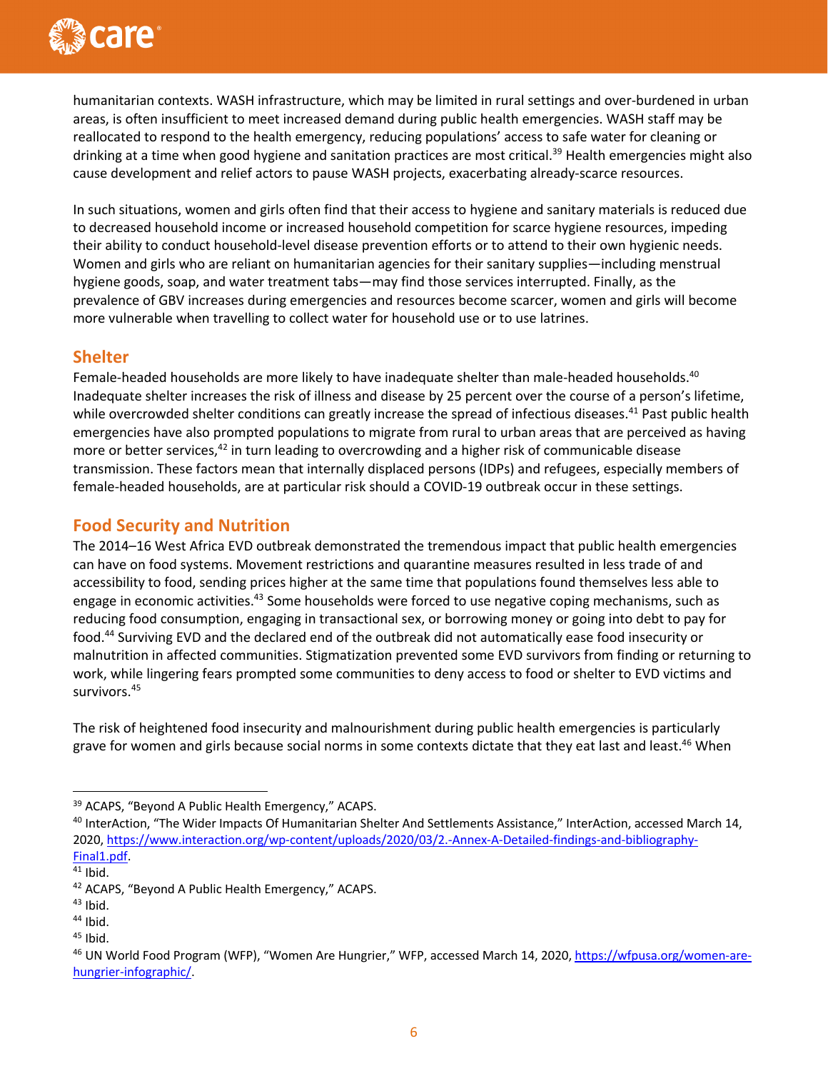humanitarian contexts. WASH infrastructure, which may be limited in rural settings and over-burdened in urban areas, is often insufficient to meet increased demand during public health emergencies. WASH staff may be reallocated to respond to the health emergency, reducing populations' access to safe water for cleaning or drinking at a time when good hygiene and sanitation practices are most critical.[39] Health emergencies might also cause development and relief actors to pause WASH projects, exacerbating already-scarce resources.

In such situations, women and girls often find that their access to hygiene and sanitary materials is reduced due to decreased household income or increased household competition for scarce hygiene resources, impeding their ability to conduct household-level disease prevention efforts or to attend to their own hygienic needs. Women and girls who are reliant on humanitarian agencies for their sanitary supplies—including menstrual hygiene goods, soap, and water treatment tabs—may find those services interrupted. Finally, as the prevalence of GBV increases during emergencies and resources become scarcer, women and girls will become more vulnerable when travelling to collect water for household use or to use latrines.

## Shelter

Female-headed households are more likely to have inadequate shelter than male-headed households.[40] Inadequate shelter increases the risk of illness and disease by 25 percent over the course of a person's lifetime, while overcrowded shelter conditions can greatly increase the spread of infectious diseases.[41] Past public health emergencies have also prompted populations to migrate from rural to urban areas that are perceived as having more or better services,[42] in turn leading to overcrowding and a higher risk of communicable disease transmission. These factors mean that internally displaced persons (IDPs) and refugees, especially members of female-headed households, are at particular risk should a COVID-19 outbreak occur in these settings.

## Food Security and Nutrition

The 2014–16 West Africa EVD outbreak demonstrated the tremendous impact that public health emergencies can have on food systems. Movement restrictions and quarantine measures resulted in less trade of and accessibility to food, sending prices higher at the same time that populations found themselves less able to engage in economic activities.[43] Some households were forced to use negative coping mechanisms, such as reducing food consumption, engaging in transactional sex, or borrowing money or going into debt to pay for food.[44] Surviving EVD and the declared end of the outbreak did not automatically ease food insecurity or malnutrition in affected communities. Stigmatization prevented some EVD survivors from finding or returning to work, while lingering fears prompted some communities to deny access to food or shelter to EVD victims and survivors.[45]

The risk of heightened food insecurity and malnourishment during public health emergencies is particularly grave for women and girls because social norms in some contexts dictate that they eat last and least.[46] When

---

[39] ACAPS, "Beyond A Public Health Emergency," ACAPS.

[40] InterAction, "The Wider Impacts Of Humanitarian Shelter And Settlements Assistance," InterAction, accessed March 14, 2020, https://www.interaction.org/wp-content/uploads/2020/03/2.-Annex-A-Detailed-findings-and-bibliography-Final1.pdf.

[41] Ibid.

[42] ACAPS, "Beyond A Public Health Emergency," ACAPS.

[43] Ibid.

[44] Ibid.

[45] Ibid.

[46] UN World Food Program (WFP), "Women Are Hungrier," WFP, accessed March 14, 2020, https://wfpusa.org/women-are-hungrier-infographic/.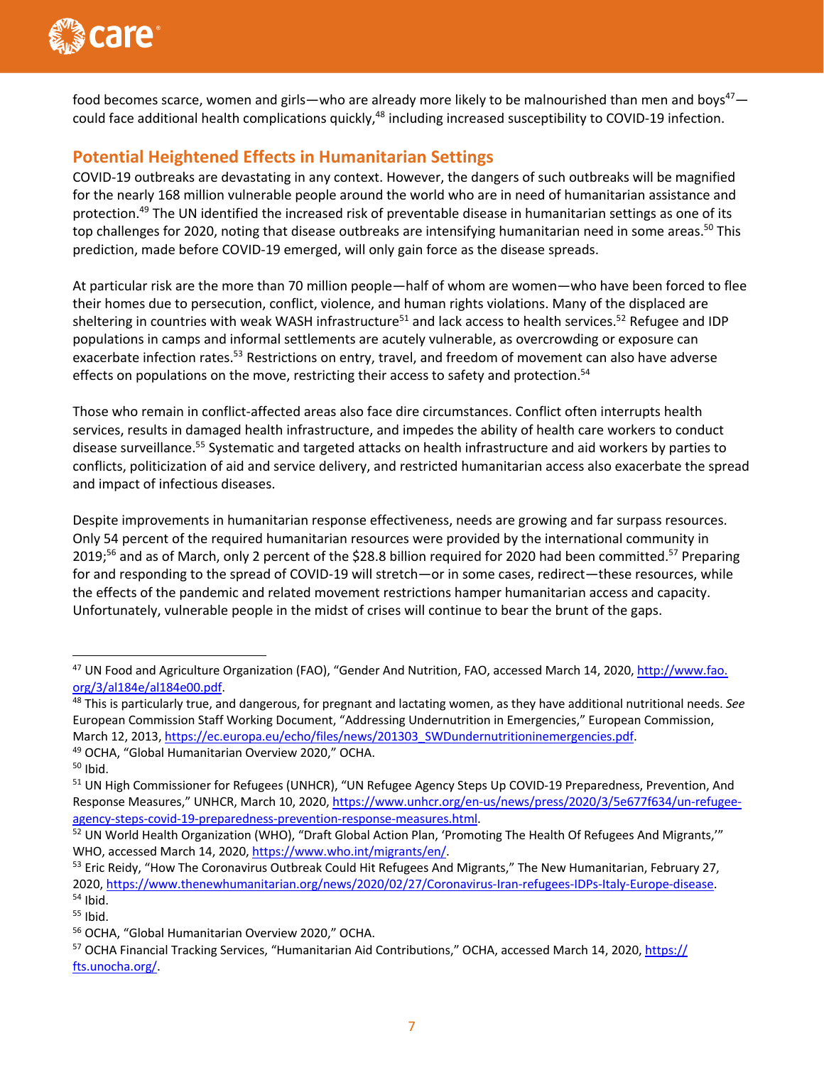food becomes scarce, women and girls—who are already more likely to be malnourished than men and boys[47]—could face additional health complications quickly,[48] including increased susceptibility to COVID-19 infection.

## Potential Heightened Effects in Humanitarian Settings

COVID-19 outbreaks are devastating in any context. However, the dangers of such outbreaks will be magnified for the nearly 168 million vulnerable people around the world who are in need of humanitarian assistance and protection.[49] The UN identified the increased risk of preventable disease in humanitarian settings as one of its top challenges for 2020, noting that disease outbreaks are intensifying humanitarian need in some areas.[50] This prediction, made before COVID-19 emerged, will only gain force as the disease spreads.

At particular risk are the more than 70 million people—half of whom are women—who have been forced to flee their homes due to persecution, conflict, violence, and human rights violations. Many of the displaced are sheltering in countries with weak WASH infrastructure[51] and lack access to health services.[52] Refugee and IDP populations in camps and informal settlements are acutely vulnerable, as overcrowding or exposure can exacerbate infection rates.[53] Restrictions on entry, travel, and freedom of movement can also have adverse effects on populations on the move, restricting their access to safety and protection.[54]

Those who remain in conflict-affected areas also face dire circumstances. Conflict often interrupts health services, results in damaged health infrastructure, and impedes the ability of health care workers to conduct disease surveillance.[55] Systematic and targeted attacks on health infrastructure and aid workers by parties to conflicts, politicization of aid and service delivery, and restricted humanitarian access also exacerbate the spread and impact of infectious diseases.

Despite improvements in humanitarian response effectiveness, needs are growing and far surpass resources. Only 54 percent of the required humanitarian resources were provided by the international community in 2019;[56] and as of March, only 2 percent of the $28.8 billion required for 2020 had been committed.[57] Preparing for and responding to the spread of COVID-19 will stretch—or in some cases, redirect—these resources, while the effects of the pandemic and related movement restrictions hamper humanitarian access and capacity. Unfortunately, vulnerable people in the midst of crises will continue to bear the brunt of the gaps.

---

[47] UN Food and Agriculture Organization (FAO), "Gender And Nutrition, FAO, accessed March 14, 2020, http://www.fao.org/3/al184e/al184e00.pdf.

[48] This is particularly true, and dangerous, for pregnant and lactating women, as they have additional nutritional needs. *See* European Commission Staff Working Document, "Addressing Undernutrition in Emergencies," European Commission, March 12, 2013, https://ec.europa.eu/echo/files/news/201303_SWDundernutritioninemergencies.pdf.

[49] OCHA, "Global Humanitarian Overview 2020," OCHA.

[50] Ibid.

[51] UN High Commissioner for Refugees (UNHCR), "UN Refugee Agency Steps Up COVID-19 Preparedness, Prevention, And Response Measures," UNHCR, March 10, 2020, https://www.unhcr.org/en-us/news/press/2020/3/5e677f634/un-refugee-agency-steps-covid-19-preparedness-prevention-response-measures.html.

[52] UN World Health Organization (WHO), "Draft Global Action Plan, 'Promoting The Health Of Refugees And Migrants,'" WHO, accessed March 14, 2020, https://www.who.int/migrants/en/.

[53] Eric Reidy, "How The Coronavirus Outbreak Could Hit Refugees And Migrants," The New Humanitarian, February 27, 2020, https://www.thenewhumanitarian.org/news/2020/02/27/Coronavirus-Iran-refugees-IDPs-Italy-Europe-disease.

[54] Ibid.

[55] Ibid.

[56] OCHA, "Global Humanitarian Overview 2020," OCHA.

[57] OCHA Financial Tracking Services, "Humanitarian Aid Contributions," OCHA, accessed March 14, 2020, https://fts.unocha.org/.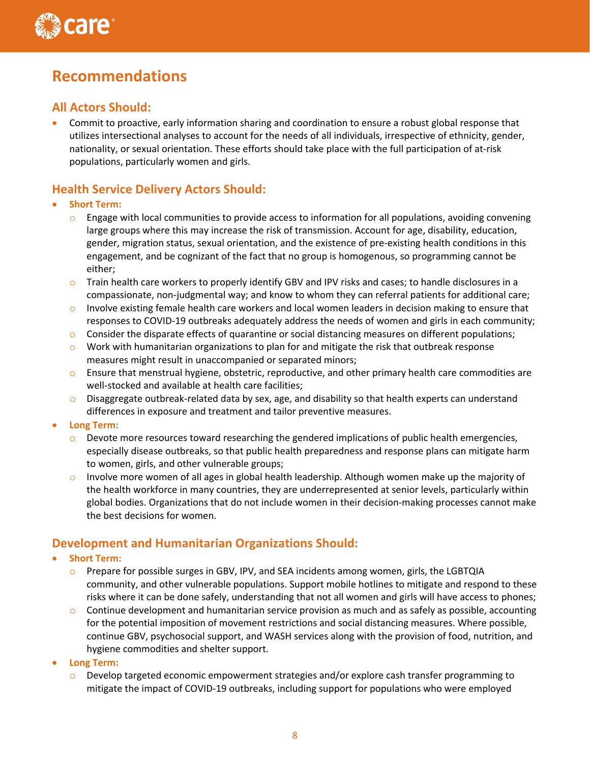# Recommendations

## All Actors Should:

- Commit to proactive, early information sharing and coordination to ensure a robust global response that utilizes intersectional analyses to account for the needs of all individuals, irrespective of ethnicity, gender, nationality, or sexual orientation. These efforts should take place with the full participation of at-risk populations, particularly women and girls.

## Health Service Delivery Actors Should:

- **Short Term:**
  - Engage with local communities to provide access to information for all populations, avoiding convening large groups where this may increase the risk of transmission. Account for age, disability, education, gender, migration status, sexual orientation, and the existence of pre-existing health conditions in this engagement, and be cognizant of the fact that no group is homogenous, so programming cannot be either;
  - Train health care workers to properly identify GBV and IPV risks and cases; to handle disclosures in a compassionate, non-judgmental way; and know to whom they can referral patients for additional care;
  - Involve existing female health care workers and local women leaders in decision making to ensure that responses to COVID-19 outbreaks adequately address the needs of women and girls in each community;
  - Consider the disparate effects of quarantine or social distancing measures on different populations;
  - Work with humanitarian organizations to plan for and mitigate the risk that outbreak response measures might result in unaccompanied or separated minors;
  - Ensure that menstrual hygiene, obstetric, reproductive, and other primary health care commodities are well-stocked and available at health care facilities;
  - Disaggregate outbreak-related data by sex, age, and disability so that health experts can understand differences in exposure and treatment and tailor preventive measures.
- **Long Term:**
  - Devote more resources toward researching the gendered implications of public health emergencies, especially disease outbreaks, so that public health preparedness and response plans can mitigate harm to women, girls, and other vulnerable groups;
  - Involve more women of all ages in global health leadership. Although women make up the majority of the health workforce in many countries, they are underrepresented at senior levels, particularly within global bodies. Organizations that do not include women in their decision-making processes cannot make the best decisions for women.

## Development and Humanitarian Organizations Should:

- **Short Term:**
  - Prepare for possible surges in GBV, IPV, and SEA incidents among women, girls, the LGBTQIA community, and other vulnerable populations. Support mobile hotlines to mitigate and respond to these risks where it can be done safely, understanding that not all women and girls will have access to phones;
  - Continue development and humanitarian service provision as much and as safely as possible, accounting for the potential imposition of movement restrictions and social distancing measures. Where possible, continue GBV, psychosocial support, and WASH services along with the provision of food, nutrition, and hygiene commodities and shelter support.
- **Long Term:**
  - Develop targeted economic empowerment strategies and/or explore cash transfer programming to mitigate the impact of COVID-19 outbreaks, including support for populations who were employed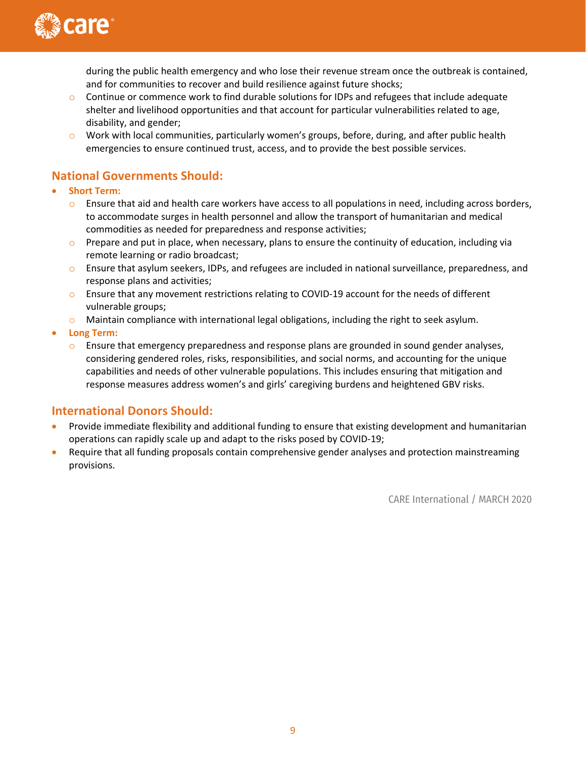during the public health emergency and who lose their revenue stream once the outbreak is contained, and for communities to recover and build resilience against future shocks;
  - Continue or commence work to find durable solutions for IDPs and refugees that include adequate shelter and livelihood opportunities and that account for particular vulnerabilities related to age, disability, and gender;
  - Work with local communities, particularly women's groups, before, during, and after public health emergencies to ensure continued trust, access, and to provide the best possible services.

## National Governments Should:

- **Short Term:**
  - Ensure that aid and health care workers have access to all populations in need, including across borders, to accommodate surges in health personnel and allow the transport of humanitarian and medical commodities as needed for preparedness and response activities;
  - Prepare and put in place, when necessary, plans to ensure the continuity of education, including via remote learning or radio broadcast;
  - Ensure that asylum seekers, IDPs, and refugees are included in national surveillance, preparedness, and response plans and activities;
  - Ensure that any movement restrictions relating to COVID-19 account for the needs of different vulnerable groups;
  - Maintain compliance with international legal obligations, including the right to seek asylum.
- **Long Term:**
  - Ensure that emergency preparedness and response plans are grounded in sound gender analyses, considering gendered roles, risks, responsibilities, and social norms, and accounting for the unique capabilities and needs of other vulnerable populations. This includes ensuring that mitigation and response measures address women's and girls' caregiving burdens and heightened GBV risks.

## International Donors Should:

- Provide immediate flexibility and additional funding to ensure that existing development and humanitarian operations can rapidly scale up and adapt to the risks posed by COVID-19;
- Require that all funding proposals contain comprehensive gender analyses and protection mainstreaming provisions.

CARE International / MARCH 2020